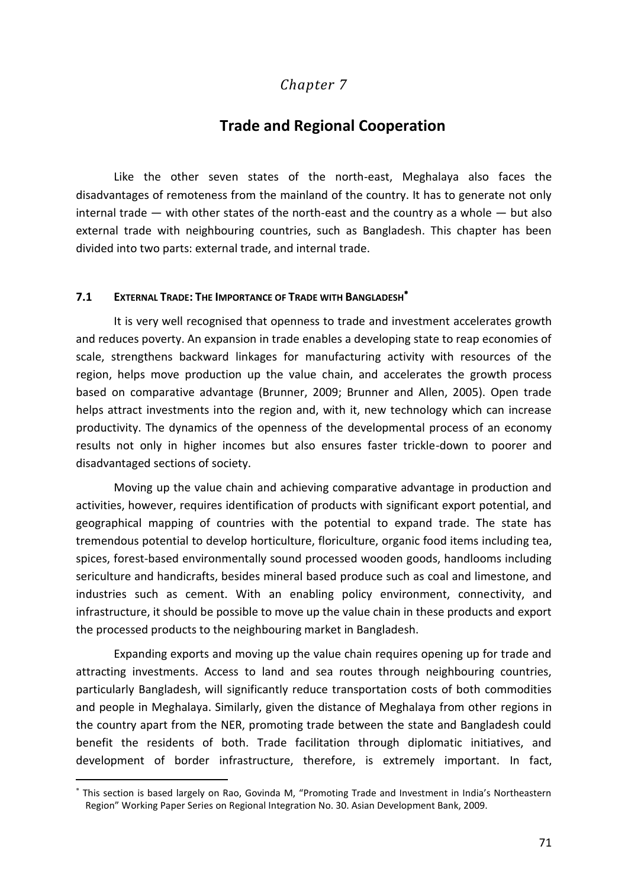*Chapter 7*

# Trade and Regional Cooperation

Like the other seven states of the north-east, Meghalaya also faces the disadvantages of remoteness from the mainland of the country. It has to generate not only internal trade — with other states of the north-east and the country as a whole — but also external trade with neighbouring countries, such as Bangladesh. This chapter has been divided into two parts: external trade, and internal trade.

## 7.1 External Trade: The Importance of Trade with Bangladesh*

It is very well recognised that openness to trade and investment accelerates growth and reduces poverty. An expansion in trade enables a developing state to reap economies of scale, strengthens backward linkages for manufacturing activity with resources of the region, helps move production up the value chain, and accelerates the growth process based on comparative advantage (Brunner, 2009; Brunner and Allen, 2005). Open trade helps attract investments into the region and, with it, new technology which can increase productivity. The dynamics of the openness of the developmental process of an economy results not only in higher incomes but also ensures faster trickle-down to poorer and disadvantaged sections of society.

Moving up the value chain and achieving comparative advantage in production and activities, however, requires identification of products with significant export potential, and geographical mapping of countries with the potential to expand trade. The state has tremendous potential to develop horticulture, floriculture, organic food items including tea, spices, forest-based environmentally sound processed wooden goods, handlooms including sericulture and handicrafts, besides mineral based produce such as coal and limestone, and industries such as cement. With an enabling policy environment, connectivity, and infrastructure, it should be possible to move up the value chain in these products and export the processed products to the neighbouring market in Bangladesh.

Expanding exports and moving up the value chain requires opening up for trade and attracting investments. Access to land and sea routes through neighbouring countries, particularly Bangladesh, will significantly reduce transportation costs of both commodities and people in Meghalaya. Similarly, given the distance of Meghalaya from other regions in the country apart from the NER, promoting trade between the state and Bangladesh could benefit the residents of both. Trade facilitation through diplomatic initiatives, and development of border infrastructure, therefore, is extremely important. In fact,

---

* This section is based largely on Rao, Govinda M, "Promoting Trade and Investment in India's Northeastern Region" Working Paper Series on Regional Integration No. 30. Asian Development Bank, 2009.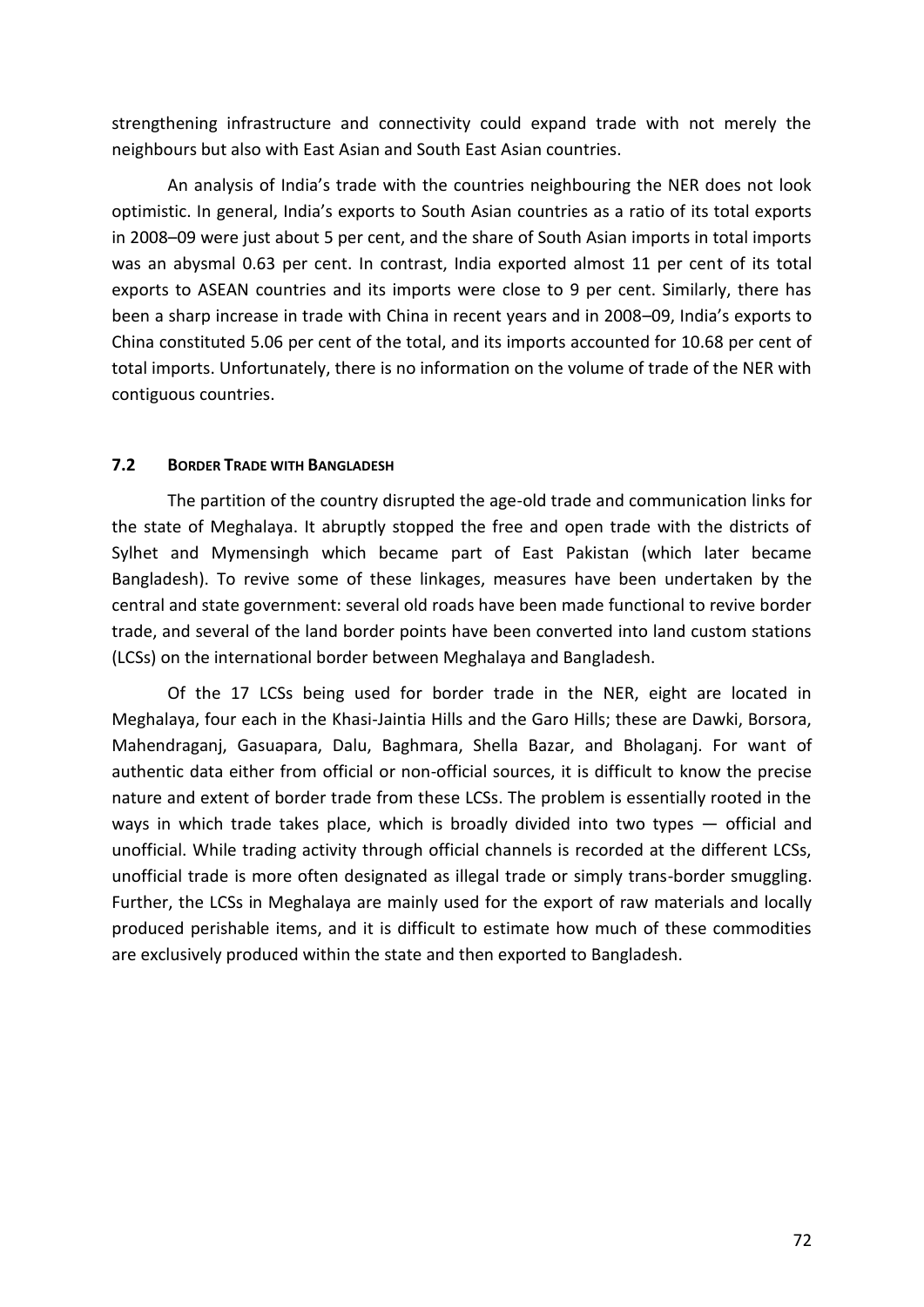strengthening infrastructure and connectivity could expand trade with not merely the neighbours but also with East Asian and South East Asian countries.

An analysis of India's trade with the countries neighbouring the NER does not look optimistic. In general, India's exports to South Asian countries as a ratio of its total exports in 2008–09 were just about 5 per cent, and the share of South Asian imports in total imports was an abysmal 0.63 per cent. In contrast, India exported almost 11 per cent of its total exports to ASEAN countries and its imports were close to 9 per cent. Similarly, there has been a sharp increase in trade with China in recent years and in 2008–09, India's exports to China constituted 5.06 per cent of the total, and its imports accounted for 10.68 per cent of total imports. Unfortunately, there is no information on the volume of trade of the NER with contiguous countries.

### 7.2 Border Trade with Bangladesh

The partition of the country disrupted the age-old trade and communication links for the state of Meghalaya. It abruptly stopped the free and open trade with the districts of Sylhet and Mymensingh which became part of East Pakistan (which later became Bangladesh). To revive some of these linkages, measures have been undertaken by the central and state government: several old roads have been made functional to revive border trade, and several of the land border points have been converted into land custom stations (LCSs) on the international border between Meghalaya and Bangladesh.

Of the 17 LCSs being used for border trade in the NER, eight are located in Meghalaya, four each in the Khasi-Jaintia Hills and the Garo Hills; these are Dawki, Borsora, Mahendraganj, Gasuapara, Dalu, Baghmara, Shella Bazar, and Bholaganj. For want of authentic data either from official or non-official sources, it is difficult to know the precise nature and extent of border trade from these LCSs. The problem is essentially rooted in the ways in which trade takes place, which is broadly divided into two types — official and unofficial. While trading activity through official channels is recorded at the different LCSs, unofficial trade is more often designated as illegal trade or simply trans-border smuggling. Further, the LCSs in Meghalaya are mainly used for the export of raw materials and locally produced perishable items, and it is difficult to estimate how much of these commodities are exclusively produced within the state and then exported to Bangladesh.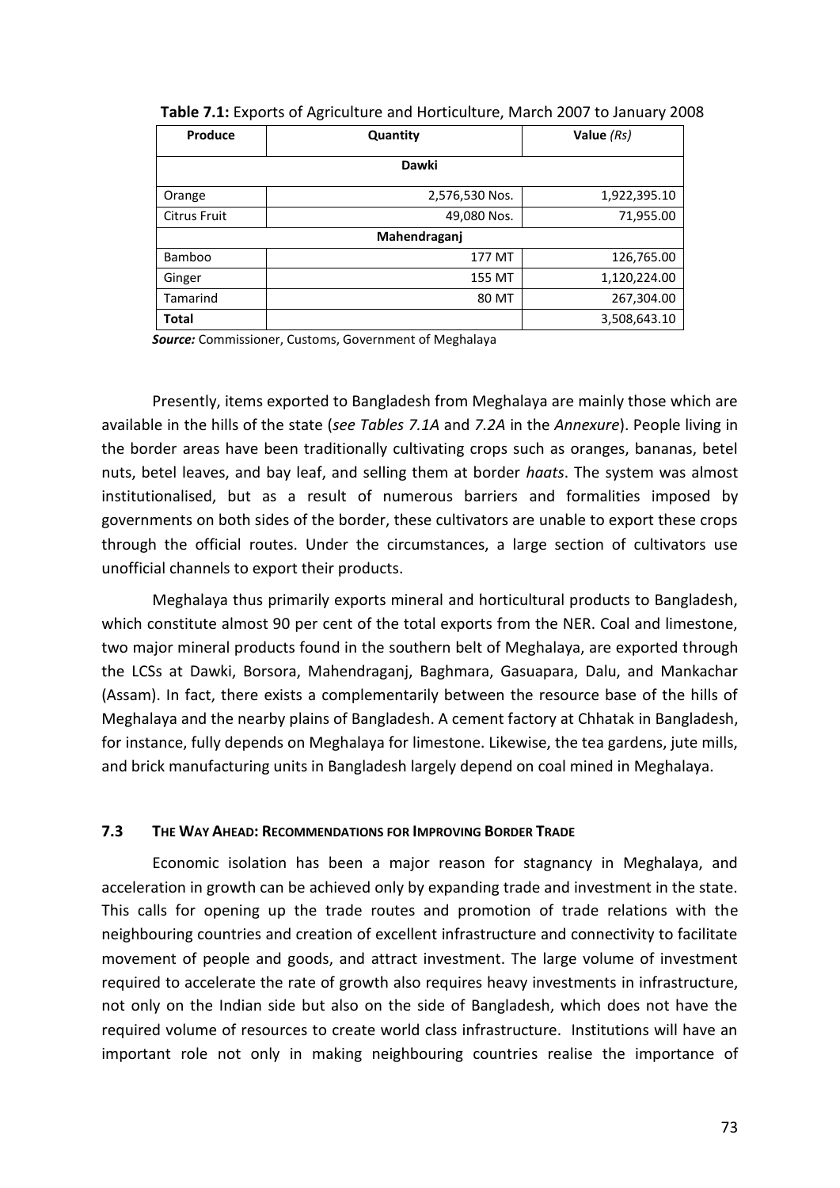**Table 7.1:** Exports of Agriculture and Horticulture, March 2007 to January 2008

| Produce | Quantity | Value *(Rs)* |
|---|---|---|
| **Dawki** | | |
| Orange | 2,576,530 Nos. | 1,922,395.10 |
| Citrus Fruit | 49,080 Nos. | 71,955.00 |
| **Mahendraganj** | | |
| Bamboo | 177 MT | 126,765.00 |
| Ginger | 155 MT | 1,120,224.00 |
| Tamarind | 80 MT | 267,304.00 |
| **Total** | | 3,508,643.10 |

***Source:*** Commissioner, Customs, Government of Meghalaya

Presently, items exported to Bangladesh from Meghalaya are mainly those which are available in the hills of the state (*see Tables 7.1A* and *7.2A* in the *Annexure*). People living in the border areas have been traditionally cultivating crops such as oranges, bananas, betel nuts, betel leaves, and bay leaf, and selling them at border *haats*. The system was almost institutionalised, but as a result of numerous barriers and formalities imposed by governments on both sides of the border, these cultivators are unable to export these crops through the official routes. Under the circumstances, a large section of cultivators use unofficial channels to export their products.

Meghalaya thus primarily exports mineral and horticultural products to Bangladesh, which constitute almost 90 per cent of the total exports from the NER. Coal and limestone, two major mineral products found in the southern belt of Meghalaya, are exported through the LCSs at Dawki, Borsora, Mahendraganj, Baghmara, Gasuapara, Dalu, and Mankachar (Assam). In fact, there exists a complementarily between the resource base of the hills of Meghalaya and the nearby plains of Bangladesh. A cement factory at Chhatak in Bangladesh, for instance, fully depends on Meghalaya for limestone. Likewise, the tea gardens, jute mills, and brick manufacturing units in Bangladesh largely depend on coal mined in Meghalaya.

### 7.3 The Way Ahead: Recommendations for Improving Border Trade

Economic isolation has been a major reason for stagnancy in Meghalaya, and acceleration in growth can be achieved only by expanding trade and investment in the state. This calls for opening up the trade routes and promotion of trade relations with the neighbouring countries and creation of excellent infrastructure and connectivity to facilitate movement of people and goods, and attract investment. The large volume of investment required to accelerate the rate of growth also requires heavy investments in infrastructure, not only on the Indian side but also on the side of Bangladesh, which does not have the required volume of resources to create world class infrastructure. Institutions will have an important role not only in making neighbouring countries realise the importance of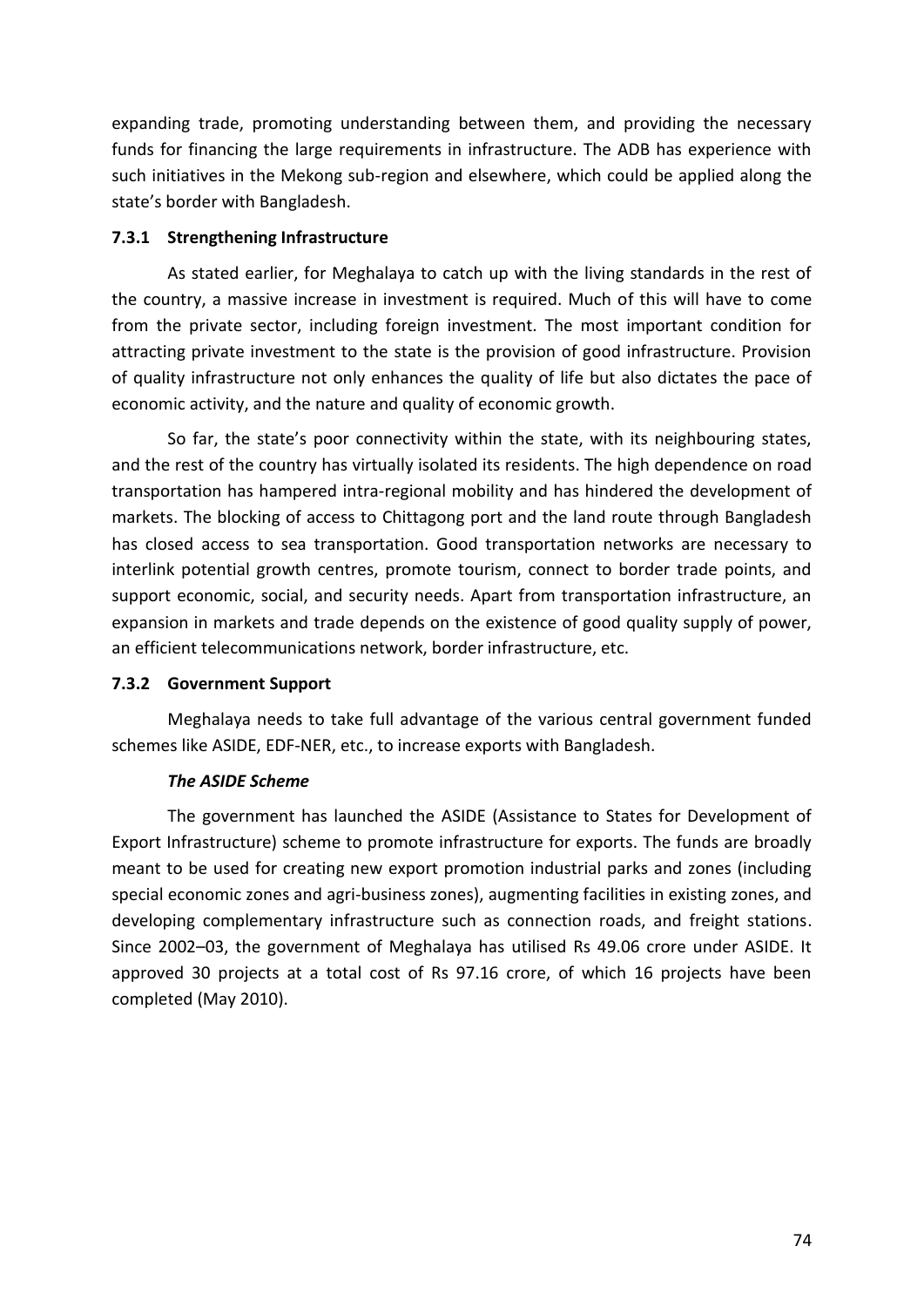expanding trade, promoting understanding between them, and providing the necessary funds for financing the large requirements in infrastructure. The ADB has experience with such initiatives in the Mekong sub-region and elsewhere, which could be applied along the state's border with Bangladesh.

### 7.3.1 Strengthening Infrastructure

As stated earlier, for Meghalaya to catch up with the living standards in the rest of the country, a massive increase in investment is required. Much of this will have to come from the private sector, including foreign investment. The most important condition for attracting private investment to the state is the provision of good infrastructure. Provision of quality infrastructure not only enhances the quality of life but also dictates the pace of economic activity, and the nature and quality of economic growth.

So far, the state's poor connectivity within the state, with its neighbouring states, and the rest of the country has virtually isolated its residents. The high dependence on road transportation has hampered intra-regional mobility and has hindered the development of markets. The blocking of access to Chittagong port and the land route through Bangladesh has closed access to sea transportation. Good transportation networks are necessary to interlink potential growth centres, promote tourism, connect to border trade points, and support economic, social, and security needs. Apart from transportation infrastructure, an expansion in markets and trade depends on the existence of good quality supply of power, an efficient telecommunications network, border infrastructure, etc.

### 7.3.2 Government Support

Meghalaya needs to take full advantage of the various central government funded schemes like ASIDE, EDF-NER, etc., to increase exports with Bangladesh.

***The ASIDE Scheme***

The government has launched the ASIDE (Assistance to States for Development of Export Infrastructure) scheme to promote infrastructure for exports. The funds are broadly meant to be used for creating new export promotion industrial parks and zones (including special economic zones and agri-business zones), augmenting facilities in existing zones, and developing complementary infrastructure such as connection roads, and freight stations. Since 2002–03, the government of Meghalaya has utilised Rs 49.06 crore under ASIDE. It approved 30 projects at a total cost of Rs 97.16 crore, of which 16 projects have been completed (May 2010).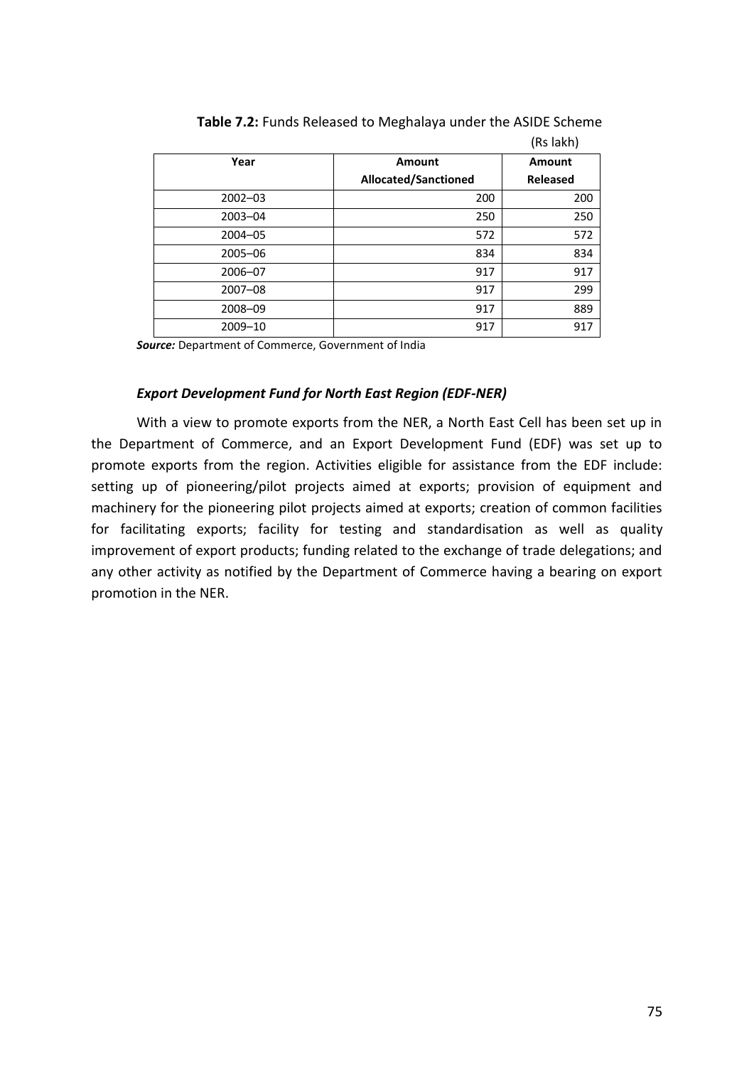**Table 7.2:** Funds Released to Meghalaya under the ASIDE Scheme

(Rs lakh)

| Year | Amount Allocated/Sanctioned | Amount Released |
|---|---|---|
| 2002–03 | 200 | 200 |
| 2003–04 | 250 | 250 |
| 2004–05 | 572 | 572 |
| 2005–06 | 834 | 834 |
| 2006–07 | 917 | 917 |
| 2007–08 | 917 | 299 |
| 2008–09 | 917 | 889 |
| 2009–10 | 917 | 917 |

***Source:*** Department of Commerce, Government of India

### *Export Development Fund for North East Region (EDF-NER)*

With a view to promote exports from the NER, a North East Cell has been set up in the Department of Commerce, and an Export Development Fund (EDF) was set up to promote exports from the region. Activities eligible for assistance from the EDF include: setting up of pioneering/pilot projects aimed at exports; provision of equipment and machinery for the pioneering pilot projects aimed at exports; creation of common facilities for facilitating exports; facility for testing and standardisation as well as quality improvement of export products; funding related to the exchange of trade delegations; and any other activity as notified by the Department of Commerce having a bearing on export promotion in the NER.